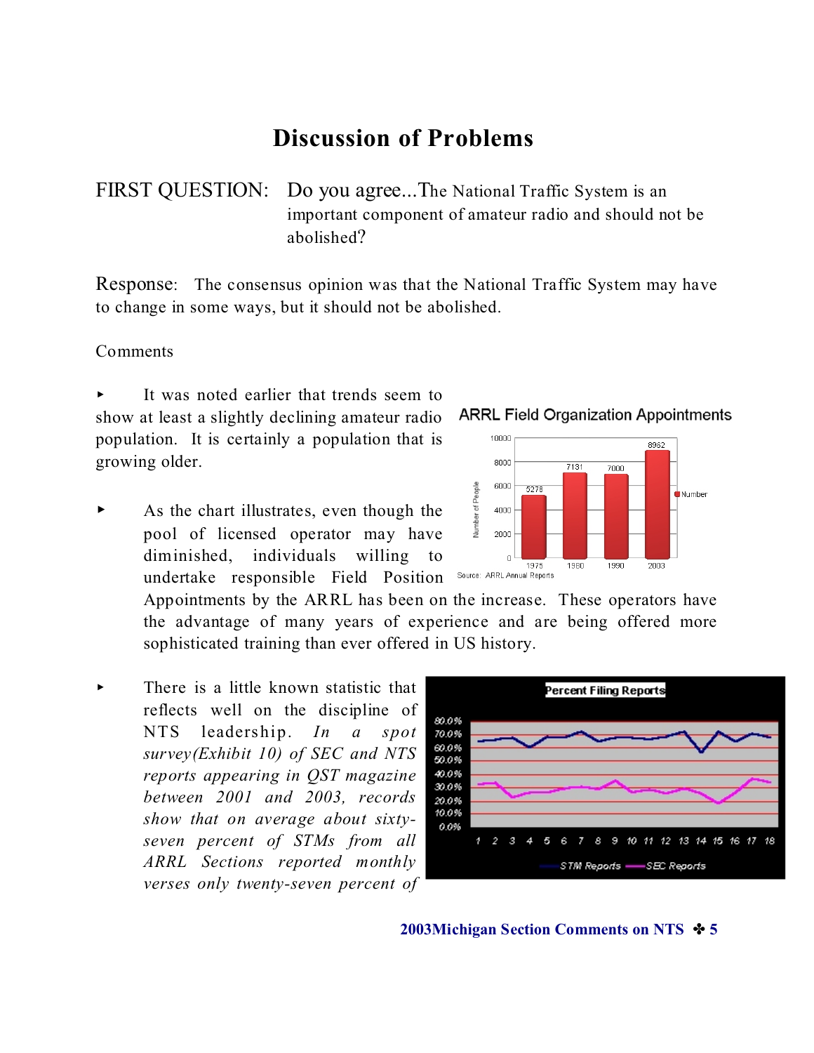# Discussion of Problems

FIRST QUESTION: Do you agree...The National Traffic System is an important component of amateur radio and should not be abolished?

Response: The consensus opinion was that the National Traffic System may have to change in some ways, but it should not be abolished.

Comments

- It was noted earlier that trends seem to show at least a slightly declining amateur radio population. It is certainly a population that is growing older.

ARRL Field Organization Appointments

| Year | Number of People |
|---|---|
| 1975 | 5278 |
| 1980 | 7131 |
| 1990 | 7000 |
| 2003 | 8962 |

Source: ARRL Annual Reports

- As the chart illustrates, even though the pool of licensed operator may have diminished, individuals willing to undertake responsible Field Position Appointments by the ARRL has been on the increase. These operators have the advantage of many years of experience and are being offered more sophisticated training than ever offered in US history.

- There is a little known statistic that reflects well on the discipline of NTS leadership. *In a spot survey(Exhibit 10) of SEC and NTS reports appearing in QST magazine between 2001 and 2003, records show that on average about sixty-seven percent of STMs from all ARRL Sections reported monthly verses only twenty-seven percent of*

Percent Filing Reports (STM Reports, SEC Reports)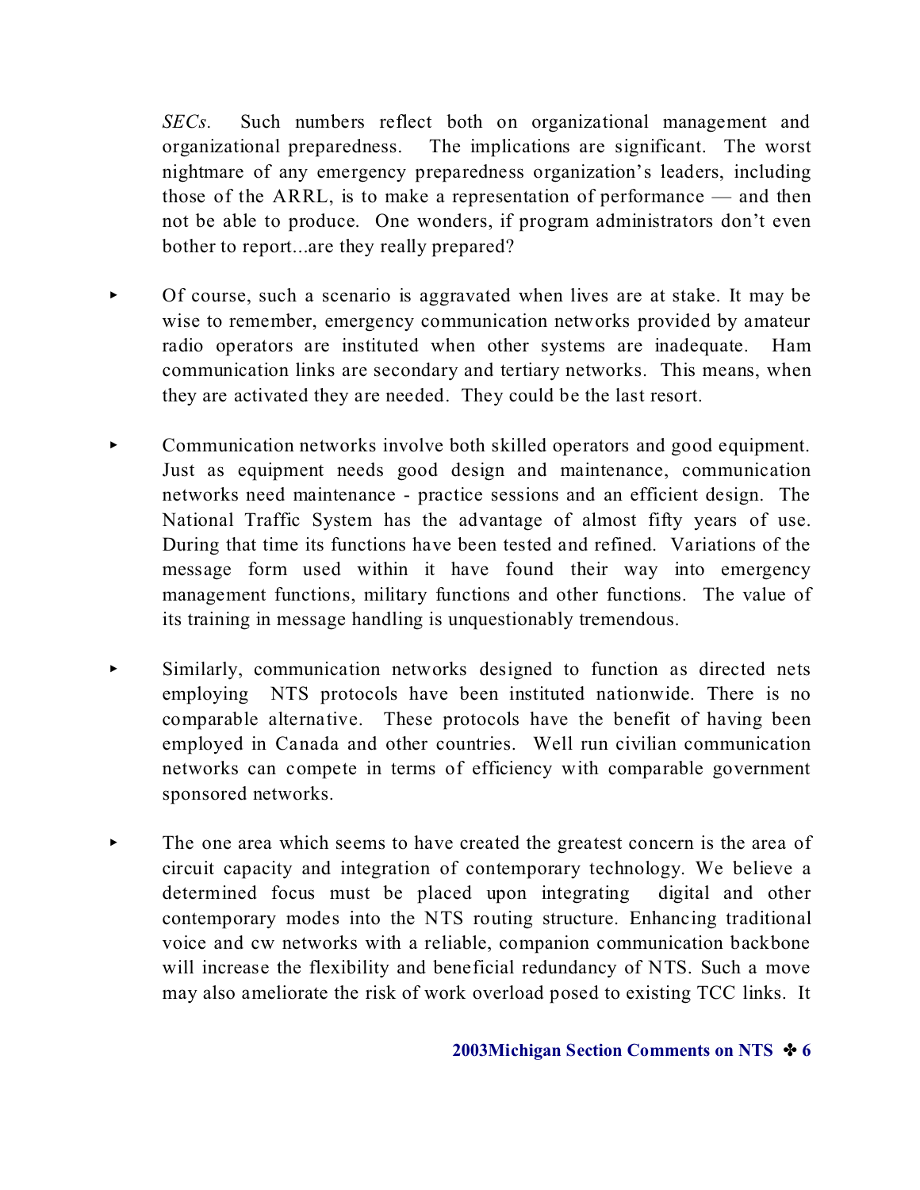*SECs.* Such numbers reflect both on organizational management and organizational preparedness. The implications are significant. The worst nightmare of any emergency preparedness organization's leaders, including those of the ARRL, is to make a representation of performance — and then not be able to produce. One wonders, if program administrators don't even bother to report...are they really prepared?

- Of course, such a scenario is aggravated when lives are at stake. It may be wise to remember, emergency communication networks provided by amateur radio operators are instituted when other systems are inadequate. Ham communication links are secondary and tertiary networks. This means, when they are activated they are needed. They could be the last resort.

- Communication networks involve both skilled operators and good equipment. Just as equipment needs good design and maintenance, communication networks need maintenance - practice sessions and an efficient design. The National Traffic System has the advantage of almost fifty years of use. During that time its functions have been tested and refined. Variations of the message form used within it have found their way into emergency management functions, military functions and other functions. The value of its training in message handling is unquestionably tremendous.

- Similarly, communication networks designed to function as directed nets employing NTS protocols have been instituted nationwide. There is no comparable alternative. These protocols have the benefit of having been employed in Canada and other countries. Well run civilian communication networks can compete in terms of efficiency with comparable government sponsored networks.

- The one area which seems to have created the greatest concern is the area of circuit capacity and integration of contemporary technology. We believe a determined focus must be placed upon integrating digital and other contemporary modes into the NTS routing structure. Enhancing traditional voice and cw networks with a reliable, companion communication backbone will increase the flexibility and beneficial redundancy of NTS. Such a move may also ameliorate the risk of work overload posed to existing TCC links. It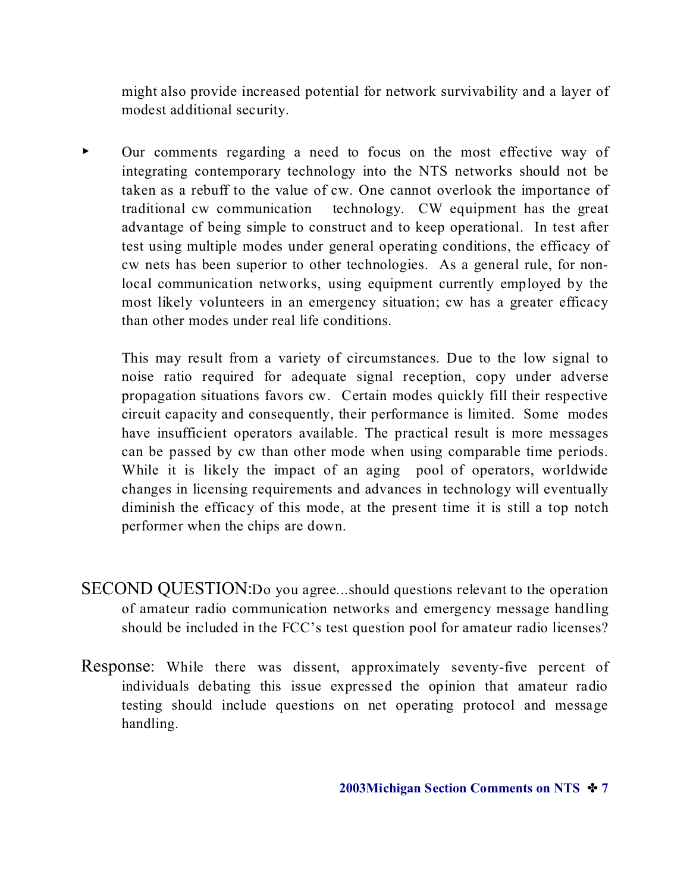might also provide increased potential for network survivability and a layer of modest additional security.

- Our comments regarding a need to focus on the most effective way of integrating contemporary technology into the NTS networks should not be taken as a rebuff to the value of cw. One cannot overlook the importance of traditional cw communication technology. CW equipment has the great advantage of being simple to construct and to keep operational. In test after test using multiple modes under general operating conditions, the efficacy of cw nets has been superior to other technologies. As a general rule, for non-local communication networks, using equipment currently employed by the most likely volunteers in an emergency situation; cw has a greater efficacy than other modes under real life conditions.

  This may result from a variety of circumstances. Due to the low signal to noise ratio required for adequate signal reception, copy under adverse propagation situations favors cw. Certain modes quickly fill their respective circuit capacity and consequently, their performance is limited. Some modes have insufficient operators available. The practical result is more messages can be passed by cw than other mode when using comparable time periods. While it is likely the impact of an aging pool of operators, worldwide changes in licensing requirements and advances in technology will eventually diminish the efficacy of this mode, at the present time it is still a top notch performer when the chips are down.

SECOND QUESTION: Do you agree...should questions relevant to the operation of amateur radio communication networks and emergency message handling should be included in the FCC's test question pool for amateur radio licenses?

Response: While there was dissent, approximately seventy-five percent of individuals debating this issue expressed the opinion that amateur radio testing should include questions on net operating protocol and message handling.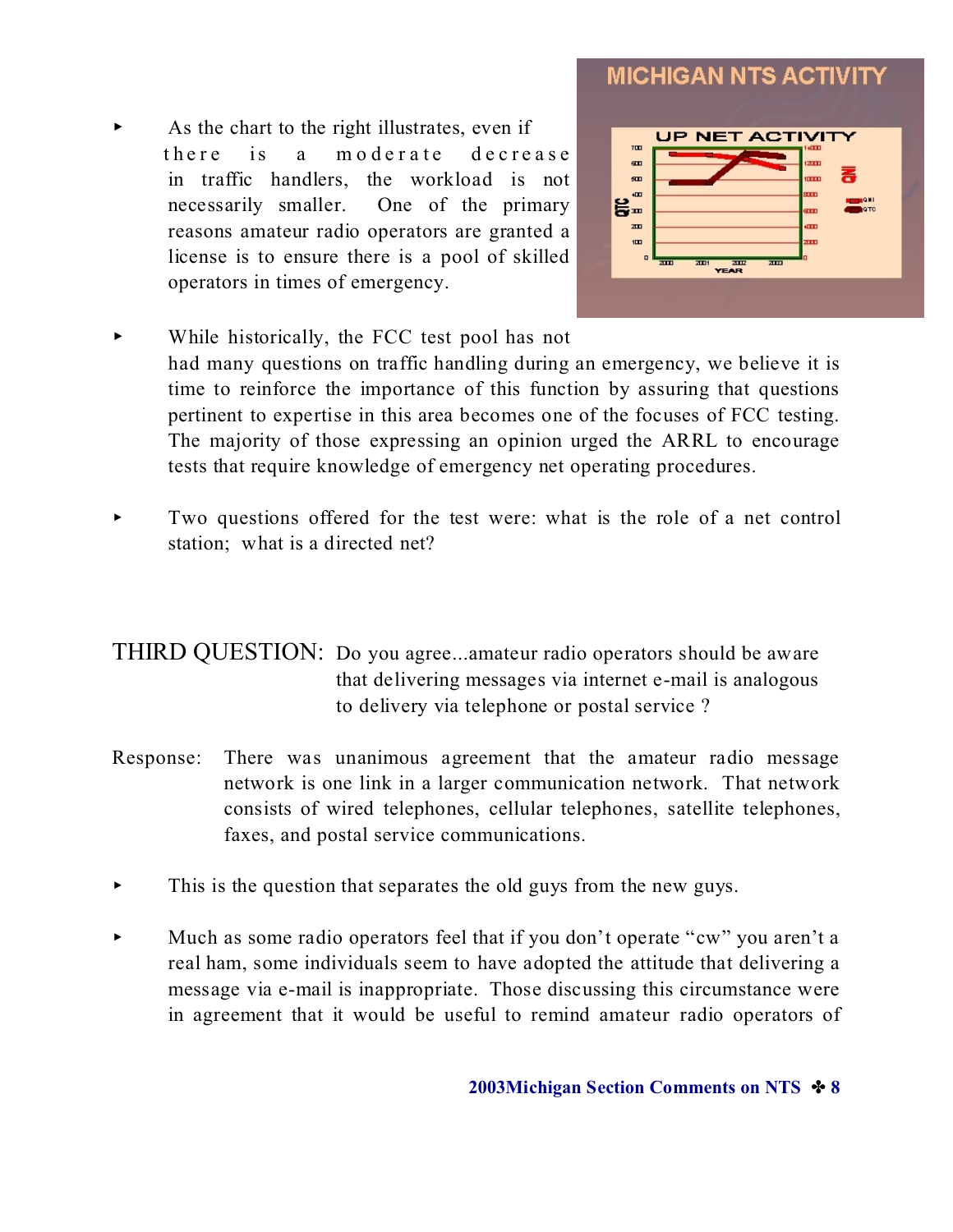- As the chart to the right illustrates, even if there is a moderate decrease in traffic handlers, the workload is not necessarily smaller. One of the primary reasons amateur radio operators are granted a license is to ensure there is a pool of skilled operators in times of emergency.

- While historically, the FCC test pool has not had many questions on traffic handling during an emergency, we believe it is time to reinforce the importance of this function by assuring that questions pertinent to expertise in this area becomes one of the focuses of FCC testing. The majority of those expressing an opinion urged the ARRL to encourage tests that require knowledge of emergency net operating procedures.

- Two questions offered for the test were: what is the role of a net control station; what is a directed net?

THIRD QUESTION: Do you agree...amateur radio operators should be aware that delivering messages via internet e-mail is analogous to delivery via telephone or postal service ?

Response: There was unanimous agreement that the amateur radio message network is one link in a larger communication network. That network consists of wired telephones, cellular telephones, satellite telephones, faxes, and postal service communications.

- This is the question that separates the old guys from the new guys.

- Much as some radio operators feel that if you don't operate "cw" you aren't a real ham, some individuals seem to have adopted the attitude that delivering a message via e-mail is inappropriate. Those discussing this circumstance were in agreement that it would be useful to remind amateur radio operators of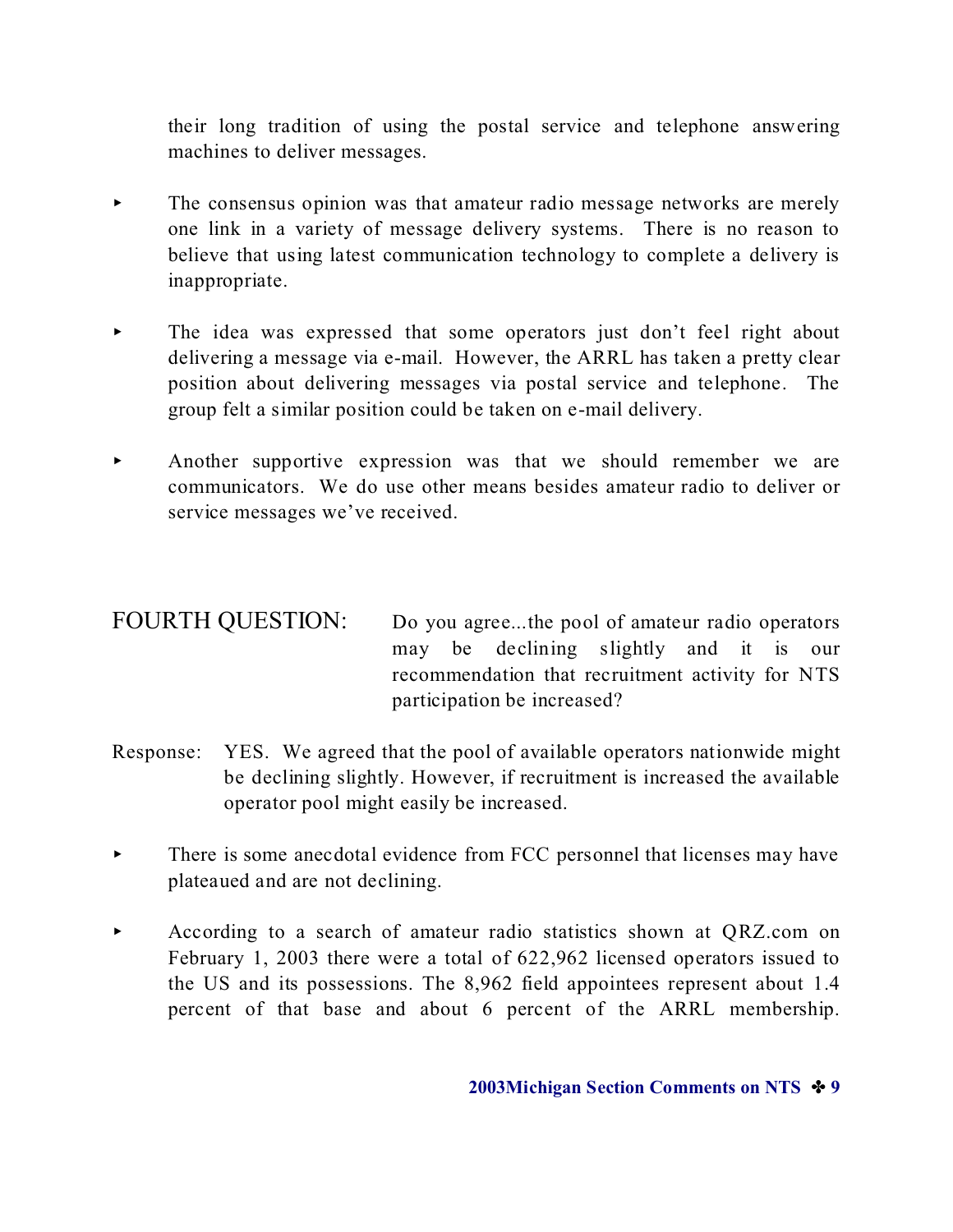their long tradition of using the postal service and telephone answering machines to deliver messages.

- The consensus opinion was that amateur radio message networks are merely one link in a variety of message delivery systems. There is no reason to believe that using latest communication technology to complete a delivery is inappropriate.

- The idea was expressed that some operators just don't feel right about delivering a message via e-mail. However, the ARRL has taken a pretty clear position about delivering messages via postal service and telephone. The group felt a similar position could be taken on e-mail delivery.

- Another supportive expression was that we should remember we are communicators. We do use other means besides amateur radio to deliver or service messages we've received.

## FOURTH QUESTION: Do you agree...the pool of amateur radio operators may be declining slightly and it is our recommendation that recruitment activity for NTS participation be increased?

Response: YES. We agreed that the pool of available operators nationwide might be declining slightly. However, if recruitment is increased the available operator pool might easily be increased.

- There is some anecdotal evidence from FCC personnel that licenses may have plateaued and are not declining.

- According to a search of amateur radio statistics shown at QRZ.com on February 1, 2003 there were a total of 622,962 licensed operators issued to the US and its possessions. The 8,962 field appointees represent about 1.4 percent of that base and about 6 percent of the ARRL membership.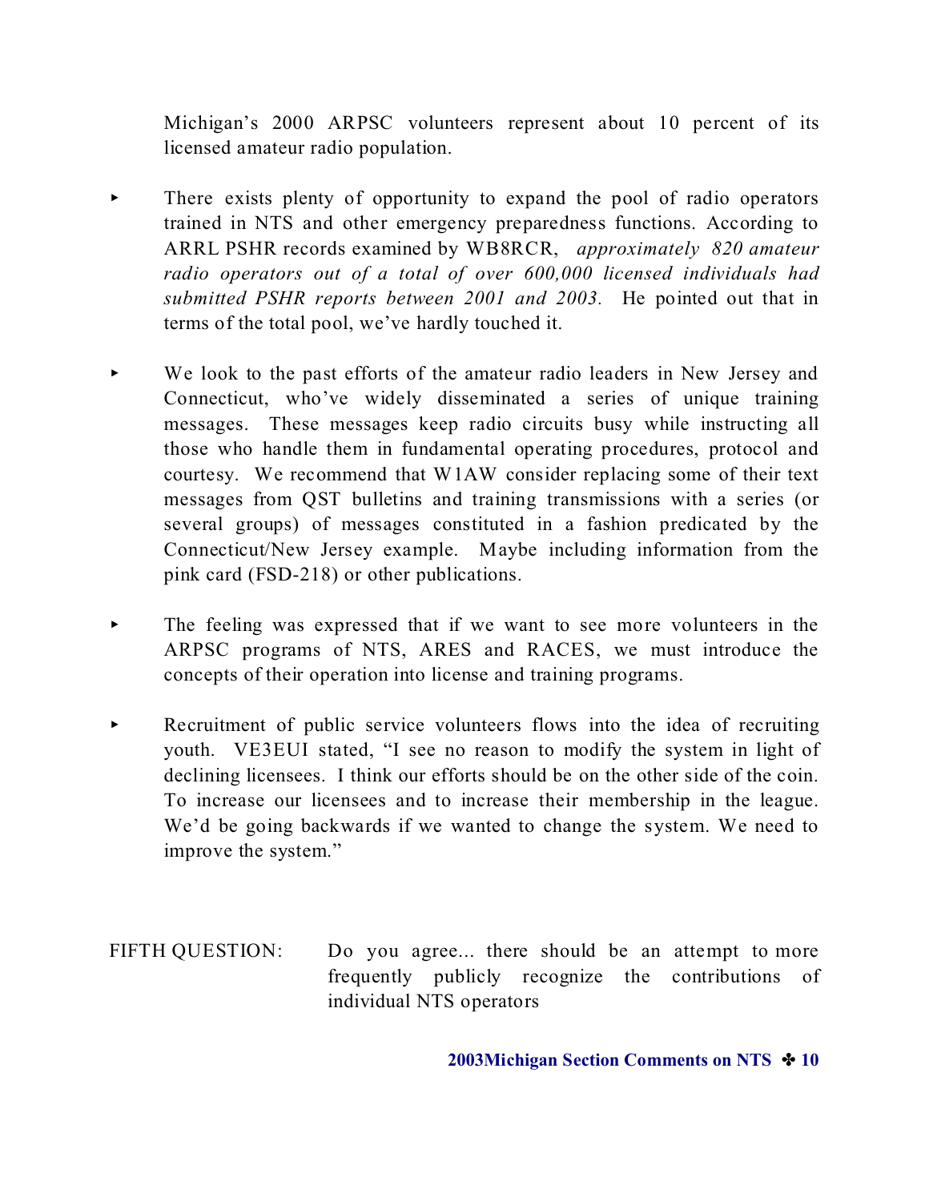Michigan's 2000 ARPSC volunteers represent about 10 percent of its licensed amateur radio population.

- There exists plenty of opportunity to expand the pool of radio operators trained in NTS and other emergency preparedness functions. According to ARRL PSHR records examined by WB8RCR, *approximately 820 amateur radio operators out of a total of over 600,000 licensed individuals had submitted PSHR reports between 2001 and 2003.* He pointed out that in terms of the total pool, we've hardly touched it.

- We look to the past efforts of the amateur radio leaders in New Jersey and Connecticut, who've widely disseminated a series of unique training messages. These messages keep radio circuits busy while instructing all those who handle them in fundamental operating procedures, protocol and courtesy. We recommend that W1AW consider replacing some of their text messages from QST bulletins and training transmissions with a series (or several groups) of messages constituted in a fashion predicated by the Connecticut/New Jersey example. Maybe including information from the pink card (FSD-218) or other publications.

- The feeling was expressed that if we want to see more volunteers in the ARPSC programs of NTS, ARES and RACES, we must introduce the concepts of their operation into license and training programs.

- Recruitment of public service volunteers flows into the idea of recruiting youth. VE3EUI stated, "I see no reason to modify the system in light of declining licensees. I think our efforts should be on the other side of the coin. To increase our licensees and to increase their membership in the league. We'd be going backwards if we wanted to change the system. We need to improve the system."

FIFTH QUESTION: Do you agree... there should be an attempt to more frequently publicly recognize the contributions of individual NTS operators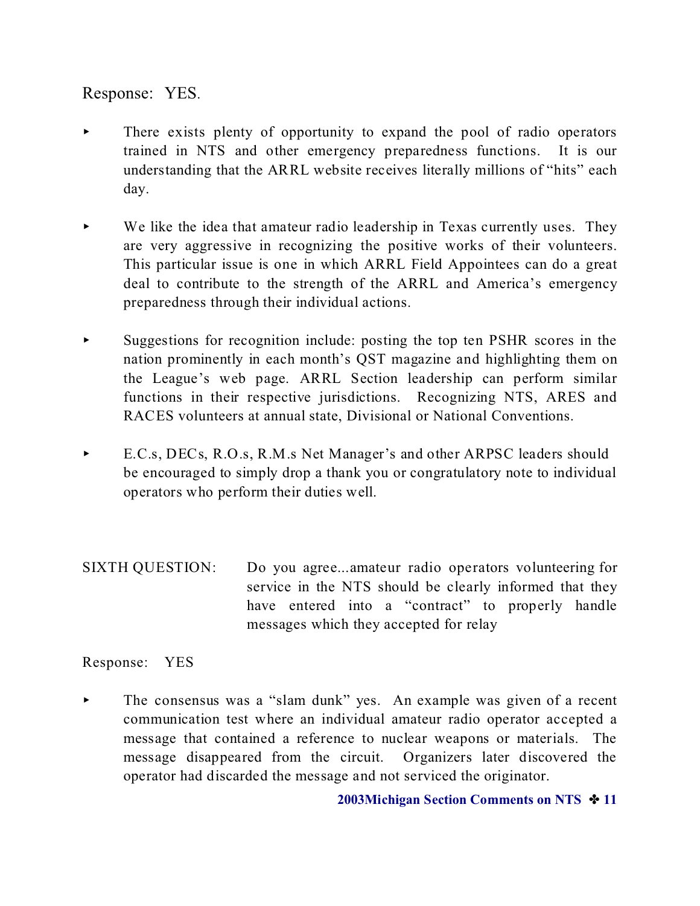Response: YES.

- There exists plenty of opportunity to expand the pool of radio operators trained in NTS and other emergency preparedness functions. It is our understanding that the ARRL website receives literally millions of "hits" each day.

- We like the idea that amateur radio leadership in Texas currently uses. They are very aggressive in recognizing the positive works of their volunteers. This particular issue is one in which ARRL Field Appointees can do a great deal to contribute to the strength of the ARRL and America's emergency preparedness through their individual actions.

- Suggestions for recognition include: posting the top ten PSHR scores in the nation prominently in each month's QST magazine and highlighting them on the League's web page. ARRL Section leadership can perform similar functions in their respective jurisdictions. Recognizing NTS, ARES and RACES volunteers at annual state, Divisional or National Conventions.

- E.C.s, DECs, R.O.s, R.M.s Net Manager's and other ARPSC leaders should be encouraged to simply drop a thank you or congratulatory note to individual operators who perform their duties well.

SIXTH QUESTION: Do you agree...amateur radio operators volunteering for service in the NTS should be clearly informed that they have entered into a "contract" to properly handle messages which they accepted for relay

Response: YES

- The consensus was a "slam dunk" yes. An example was given of a recent communication test where an individual amateur radio operator accepted a message that contained a reference to nuclear weapons or materials. The message disappeared from the circuit. Organizers later discovered the operator had discarded the message and not serviced the originator.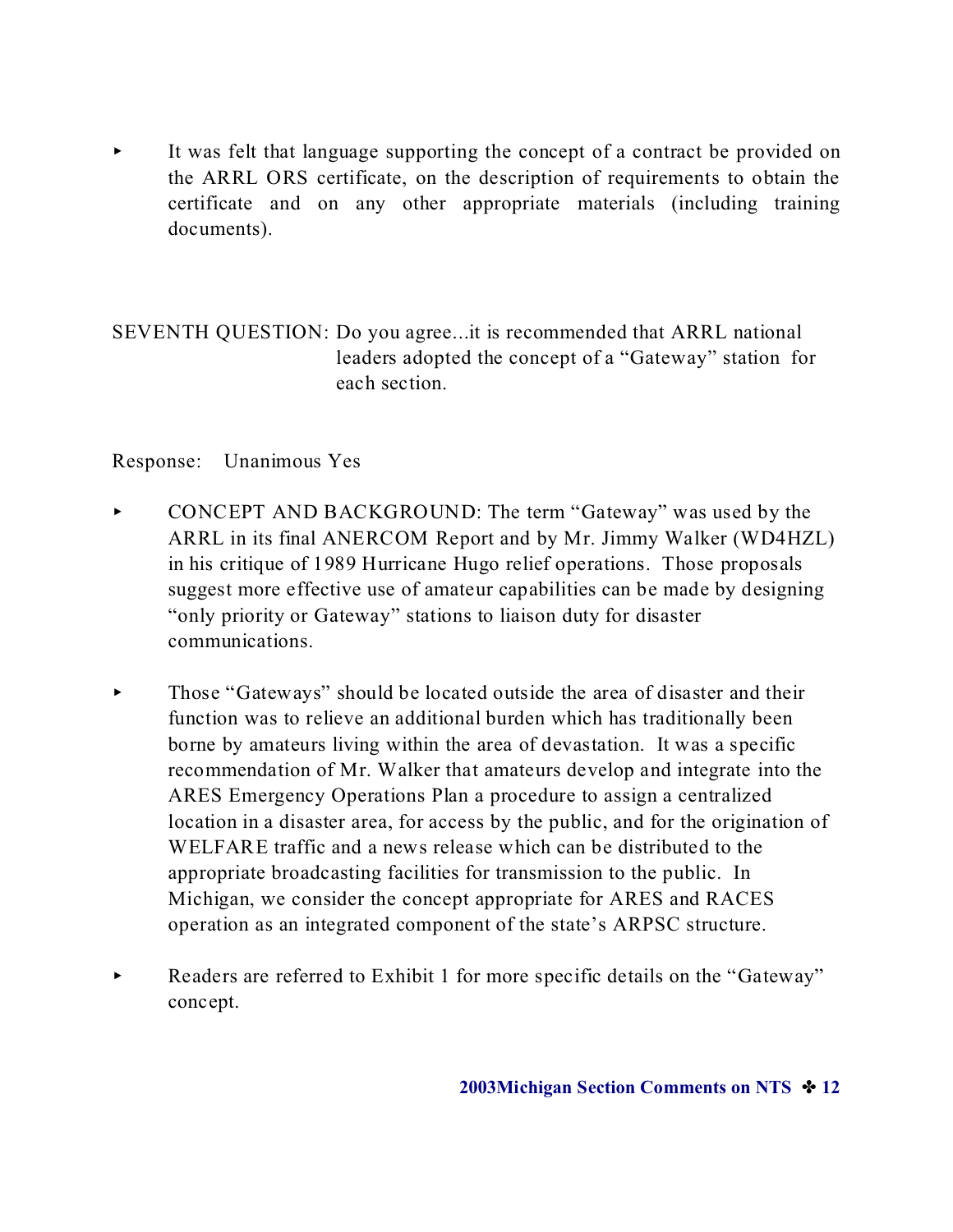- It was felt that language supporting the concept of a contract be provided on the ARRL ORS certificate, on the description of requirements to obtain the certificate and on any other appropriate materials (including training documents).

SEVENTH QUESTION: Do you agree...it is recommended that ARRL national leaders adopted the concept of a "Gateway" station for each section.

Response: Unanimous Yes

- CONCEPT AND BACKGROUND: The term "Gateway" was used by the ARRL in its final ANERCOM Report and by Mr. Jimmy Walker (WD4HZL) in his critique of 1989 Hurricane Hugo relief operations. Those proposals suggest more effective use of amateur capabilities can be made by designing "only priority or Gateway" stations to liaison duty for disaster communications.

- Those "Gateways" should be located outside the area of disaster and their function was to relieve an additional burden which has traditionally been borne by amateurs living within the area of devastation. It was a specific recommendation of Mr. Walker that amateurs develop and integrate into the ARES Emergency Operations Plan a procedure to assign a centralized location in a disaster area, for access by the public, and for the origination of WELFARE traffic and a news release which can be distributed to the appropriate broadcasting facilities for transmission to the public. In Michigan, we consider the concept appropriate for ARES and RACES operation as an integrated component of the state's ARPSC structure.

- Readers are referred to Exhibit 1 for more specific details on the "Gateway" concept.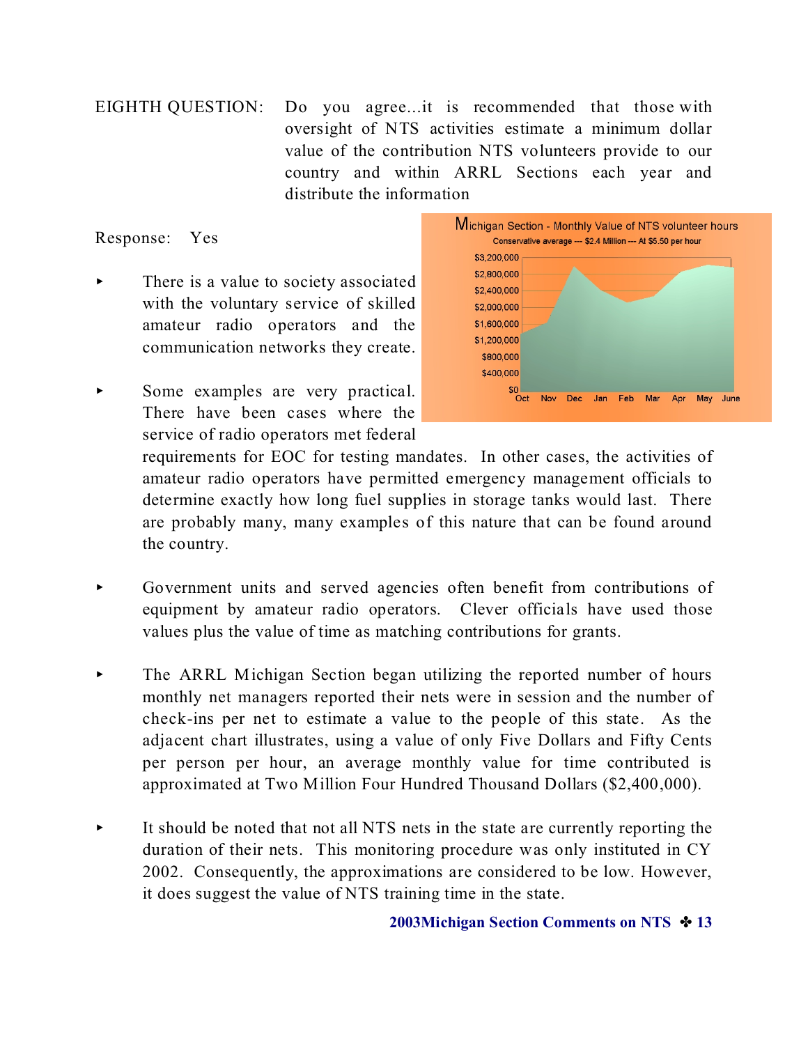EIGHTH QUESTION: Do you agree...it is recommended that those with oversight of NTS activities estimate a minimum dollar value of the contribution NTS volunteers provide to our country and within ARRL Sections each year and distribute the information

Response: Yes

- There is a value to society associated with the voluntary service of skilled amateur radio operators and the communication networks they create.

- Some examples are very practical. There have been cases where the service of radio operators met federal requirements for EOC for testing mandates. In other cases, the activities of amateur radio operators have permitted emergency management officials to determine exactly how long fuel supplies in storage tanks would last. There are probably many, many examples of this nature that can be found around the country.

- Government units and served agencies often benefit from contributions of equipment by amateur radio operators. Clever officials have used those values plus the value of time as matching contributions for grants.

- The ARRL Michigan Section began utilizing the reported number of hours monthly net managers reported their nets were in session and the number of check-ins per net to estimate a value to the people of this state. As the adjacent chart illustrates, using a value of only Five Dollars and Fifty Cents per person per hour, an average monthly value for time contributed is approximated at Two Million Four Hundred Thousand Dollars ($2,400,000).

- It should be noted that not all NTS nets in the state are currently reporting the duration of their nets. This monitoring procedure was only instituted in CY 2002. Consequently, the approximations are considered to be low. However, it does suggest the value of NTS training time in the state.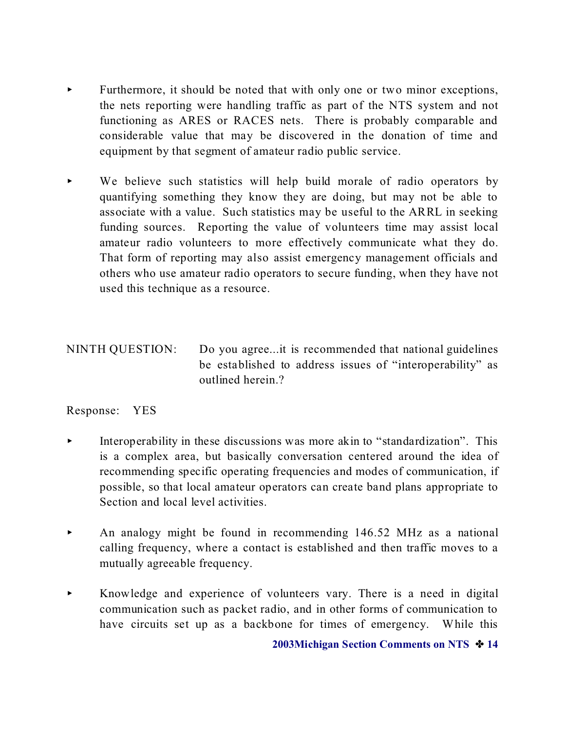- Furthermore, it should be noted that with only one or two minor exceptions, the nets reporting were handling traffic as part of the NTS system and not functioning as ARES or RACES nets. There is probably comparable and considerable value that may be discovered in the donation of time and equipment by that segment of amateur radio public service.

- We believe such statistics will help build morale of radio operators by quantifying something they know they are doing, but may not be able to associate with a value. Such statistics may be useful to the ARRL in seeking funding sources. Reporting the value of volunteers time may assist local amateur radio volunteers to more effectively communicate what they do. That form of reporting may also assist emergency management officials and others who use amateur radio operators to secure funding, when they have not used this technique as a resource.

NINTH QUESTION: Do you agree...it is recommended that national guidelines be established to address issues of "interoperability" as outlined herein.?

Response: YES

- Interoperability in these discussions was more akin to "standardization". This is a complex area, but basically conversation centered around the idea of recommending specific operating frequencies and modes of communication, if possible, so that local amateur operators can create band plans appropriate to Section and local level activities.

- An analogy might be found in recommending 146.52 MHz as a national calling frequency, where a contact is established and then traffic moves to a mutually agreeable frequency.

- Knowledge and experience of volunteers vary. There is a need in digital communication such as packet radio, and in other forms of communication to have circuits set up as a backbone for times of emergency. While this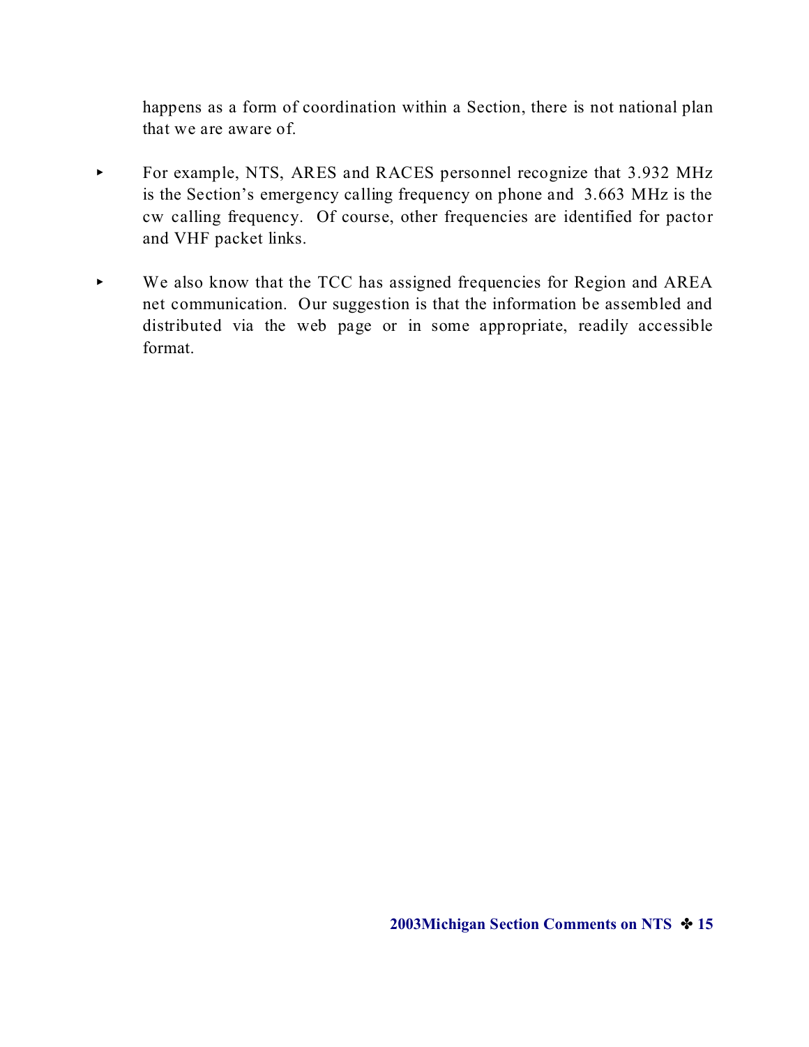happens as a form of coordination within a Section, there is not national plan that we are aware of.

- For example, NTS, ARES and RACES personnel recognize that 3.932 MHz is the Section's emergency calling frequency on phone and 3.663 MHz is the cw calling frequency. Of course, other frequencies are identified for pactor and VHF packet links.

- We also know that the TCC has assigned frequencies for Region and AREA net communication. Our suggestion is that the information be assembled and distributed via the web page or in some appropriate, readily accessible format.